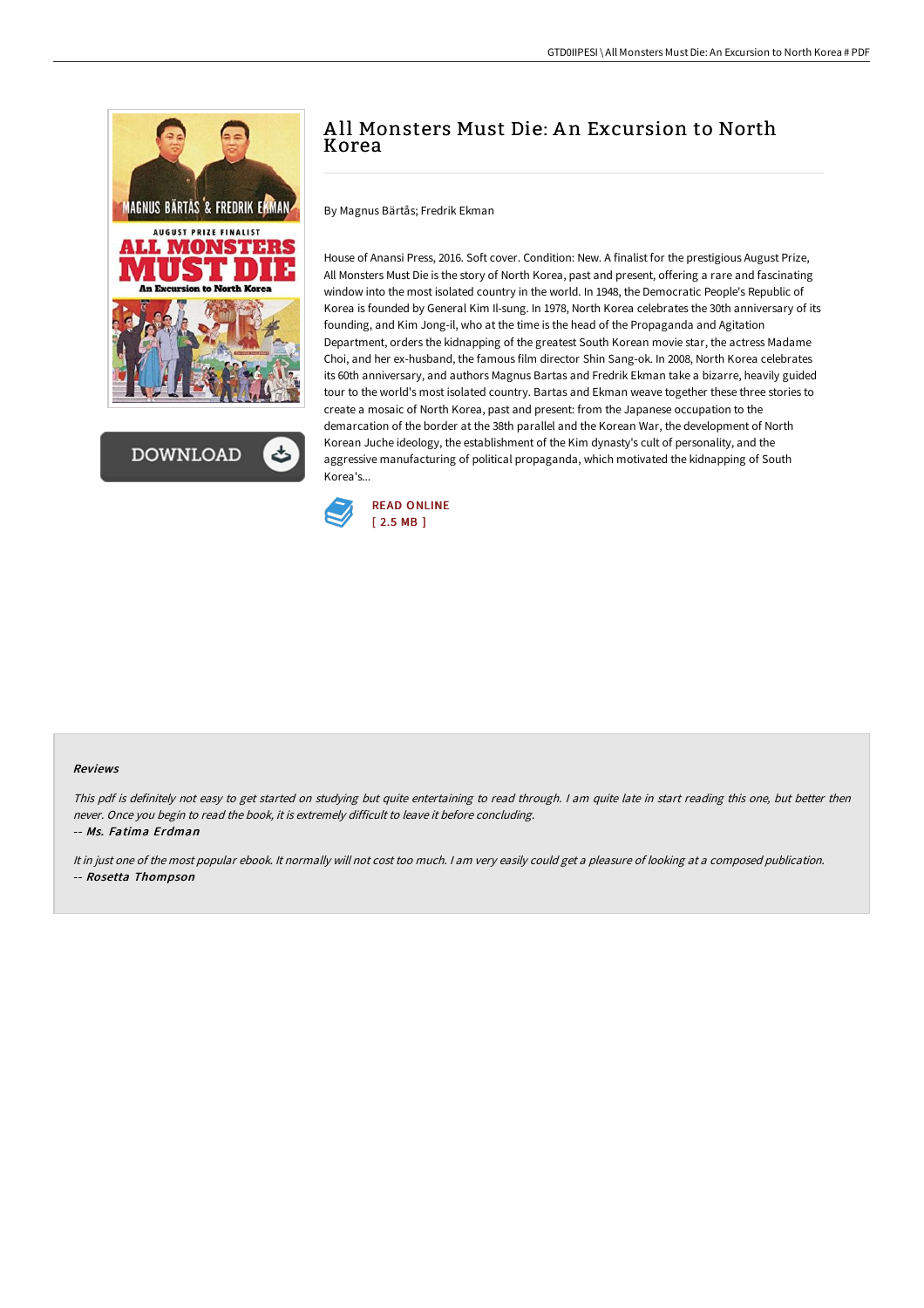# All Monsters Must Die: An Excursion to North Korea

By Magnus Bärtås; Fredrik Ekman

House of Anansi Press, 2016. Soft cover. Condition: New. A finalist for the prestigious August Prize, All Monsters Must Die is the story of North Korea, past and present, offering a rare and fascinating window into the most isolated country in the world. In 1948, the Democratic People's Republic of Korea is founded by General Kim Il-sung. In 1978, North Korea celebrates the 30th anniversary of its founding, and Kim Jong-il, who at the time is the head of the Propaganda and Agitation Department, orders the kidnapping of the greatest South Korean movie star, the actress Madame Choi, and her ex-husband, the famous film director Shin Sang-ok. In 2008, North Korea celebrates its 60th anniversary, and authors Magnus Bartas and Fredrik Ekman take a bizarre, heavily guided tour to the world's most isolated country. Bartas and Ekman weave together these three stories to create a mosaic of North Korea, past and present: from the Japanese occupation to the demarcation of the border at the 38th parallel and the Korean War, the development of North Korean Juche ideology, the establishment of the Kim dynasty's cult of personality, and the aggressive manufacturing of political propaganda, which motivated the kidnapping of South Korea's...

READ ONLINE
[ 2.5 MB ]

### Reviews

*This pdf is definitely not easy to get started on studying but quite entertaining to read through. I am quite late in start reading this one, but better then never. Once you begin to read the book, it is extremely difficult to leave it before concluding.*

-- *Ms. Fatima Erdman*

*It in just one of the most popular ebook. It normally will not cost too much. I am very easily could get a pleasure of looking at a composed publication.*

-- *Rosetta Thompson*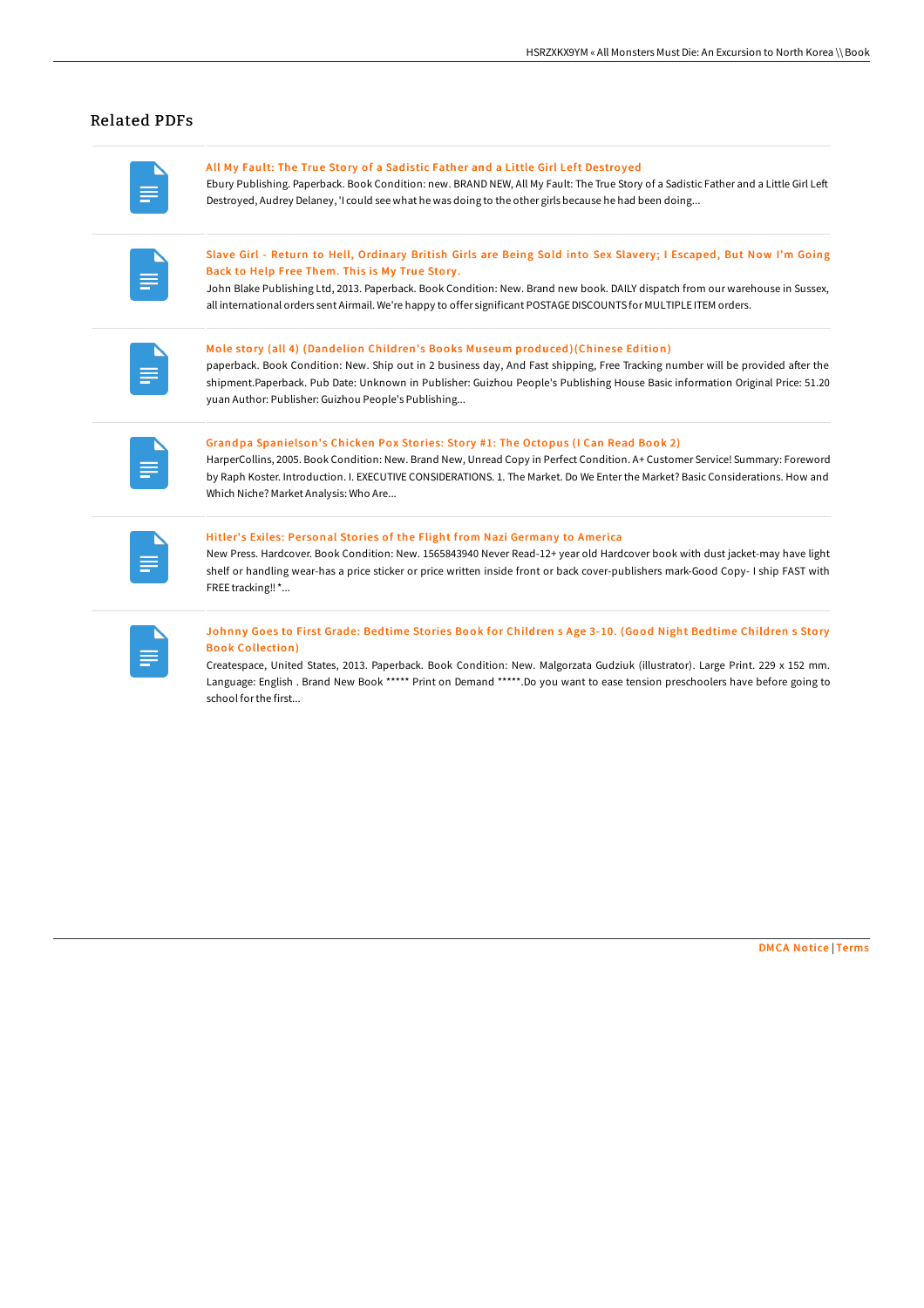## Related PDFs

**All My Fault: The True Story of a Sadistic Father and a Little Girl Left Destroyed**

Ebury Publishing. Paperback. Book Condition: new. BRAND NEW, All My Fault: The True Story of a Sadistic Father and a Little Girl Left Destroyed, Audrey Delaney, 'I could see what he was doing to the other girls because he had been doing...

**Slave Girl - Return to Hell, Ordinary British Girls are Being Sold into Sex Slavery; I Escaped, But Now I'm Going Back to Help Free Them. This is My True Story.**

John Blake Publishing Ltd, 2013. Paperback. Book Condition: New. Brand new book. DAILY dispatch from our warehouse in Sussex, all international orders sent Airmail. We're happy to offer significant POSTAGE DISCOUNTS for MULTIPLE ITEM orders.

**Mole story (all 4) (Dandelion Children's Books Museum produced)(Chinese Edition)**

paperback. Book Condition: New. Ship out in 2 business day, And Fast shipping, Free Tracking number will be provided after the shipment.Paperback. Pub Date: Unknown in Publisher: Guizhou People's Publishing House Basic information Original Price: 51.20 yuan Author: Publisher: Guizhou People's Publishing...

**Grandpa Spanielson's Chicken Pox Stories: Story #1: The Octopus (I Can Read Book 2)**

HarperCollins, 2005. Book Condition: New. Brand New, Unread Copy in Perfect Condition. A+ Customer Service! Summary: Foreword by Raph Koster. Introduction. I. EXECUTIVE CONSIDERATIONS. 1. The Market. Do We Enter the Market? Basic Considerations. How and Which Niche? Market Analysis: Who Are...

**Hitler's Exiles: Personal Stories of the Flight from Nazi Germany to America**

New Press. Hardcover. Book Condition: New. 1565843940 Never Read-12+ year old Hardcover book with dust jacket-may have light shelf or handling wear-has a price sticker or price written inside front or back cover-publishers mark-Good Copy- I ship FAST with FREE tracking!! *...

**Johnny Goes to First Grade: Bedtime Stories Book for Children s Age 3-10. (Good Night Bedtime Children s Story Book Collection)**

Createspace, United States, 2013. Paperback. Book Condition: New. Malgorzata Gudziuk (illustrator). Large Print. 229 x 152 mm. Language: English . Brand New Book ***** Print on Demand *****.Do you want to ease tension preschoolers have before going to school for the first...